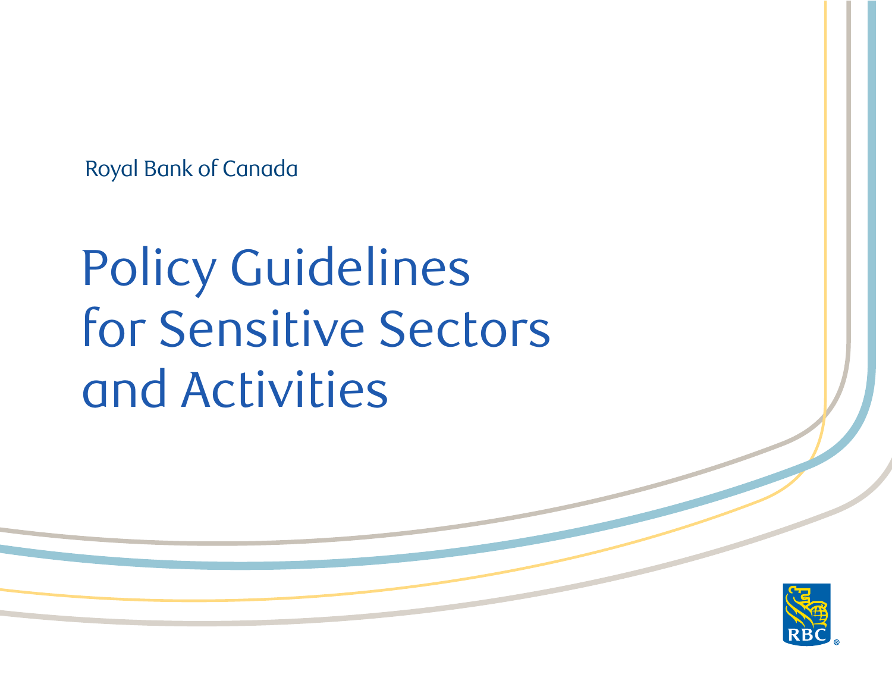Royal Bank of Canada

# Policy Guidelines for Sensitive Sectors and Activities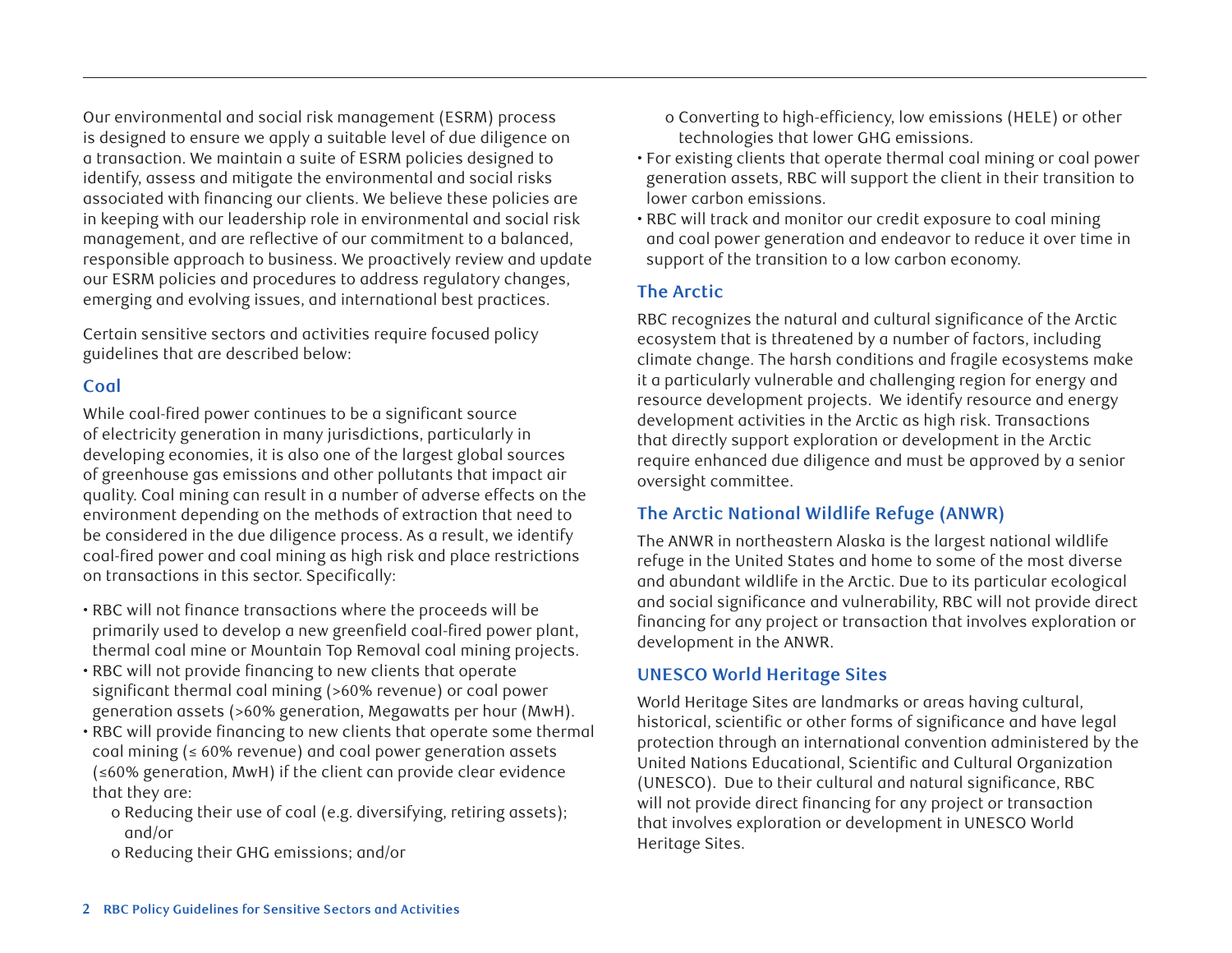Our environmental and social risk management (ESRM) process is designed to ensure we apply a suitable level of due diligence on a transaction. We maintain a suite of ESRM policies designed to identify, assess and mitigate the environmental and social risks associated with financing our clients. We believe these policies are in keeping with our leadership role in environmental and social risk management, and are reflective of our commitment to a balanced, responsible approach to business. We proactively review and update our ESRM policies and procedures to address regulatory changes, emerging and evolving issues, and international best practices.

Certain sensitive sectors and activities require focused policy guidelines that are described below:

## Coal

While coal-fired power continues to be a significant source of electricity generation in many jurisdictions, particularly in developing economies, it is also one of the largest global sources of greenhouse gas emissions and other pollutants that impact air quality. Coal mining can result in a number of adverse effects on the environment depending on the methods of extraction that need to be considered in the due diligence process. As a result, we identify coal-fired power and coal mining as high risk and place restrictions on transactions in this sector. Specifically:

- RBC will not finance transactions where the proceeds will be primarily used to develop a new greenfield coal-fired power plant, thermal coal mine or Mountain Top Removal coal mining projects.
- RBC will not provide financing to new clients that operate significant thermal coal mining (>60% revenue) or coal power generation assets (>60% generation, Megawatts per hour (MwH).
- RBC will provide financing to new clients that operate some thermal coal mining (≤ 60% revenue) and coal power generation assets (≤60% generation, MwH) if the client can provide clear evidence that they are:
  - Reducing their use of coal (e.g. diversifying, retiring assets); and/or
  - Reducing their GHG emissions; and/or
  - Converting to high-efficiency, low emissions (HELE) or other technologies that lower GHG emissions.
- For existing clients that operate thermal coal mining or coal power generation assets, RBC will support the client in their transition to lower carbon emissions.
- RBC will track and monitor our credit exposure to coal mining and coal power generation and endeavor to reduce it over time in support of the transition to a low carbon economy.

## The Arctic

RBC recognizes the natural and cultural significance of the Arctic ecosystem that is threatened by a number of factors, including climate change. The harsh conditions and fragile ecosystems make it a particularly vulnerable and challenging region for energy and resource development projects. We identify resource and energy development activities in the Arctic as high risk. Transactions that directly support exploration or development in the Arctic require enhanced due diligence and must be approved by a senior oversight committee.

## The Arctic National Wildlife Refuge (ANWR)

The ANWR in northeastern Alaska is the largest national wildlife refuge in the United States and home to some of the most diverse and abundant wildlife in the Arctic. Due to its particular ecological and social significance and vulnerability, RBC will not provide direct financing for any project or transaction that involves exploration or development in the ANWR.

## UNESCO World Heritage Sites

World Heritage Sites are landmarks or areas having cultural, historical, scientific or other forms of significance and have legal protection through an international convention administered by the United Nations Educational, Scientific and Cultural Organization (UNESCO). Due to their cultural and natural significance, RBC will not provide direct financing for any project or transaction that involves exploration or development in UNESCO World Heritage Sites.